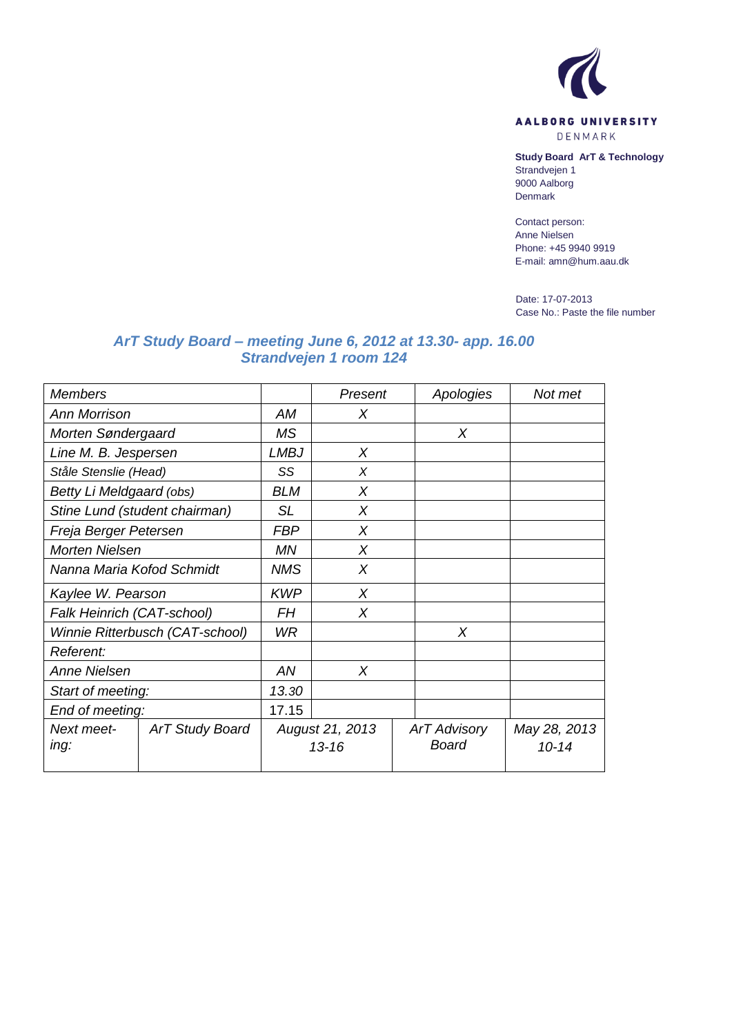AALBORG UNIVERSITY
DENMARK

**Study Board ArT & Technology**
Strandvejen 1
9000 Aalborg
Denmark

Contact person:
Anne Nielsen
Phone: +45 9940 9919
E-mail: amn@hum.aau.dk

Date: 17-07-2013
Case No.: Paste the file number

## *ArT Study Board – meeting June 6, 2012 at 13.30- app. 16.00*
## *Strandvejen 1 room 124*

| *Members* | | *Present* | *Apologies* | *Not met* |
|---|---|---|---|---|
| *Ann Morrison* | *AM* | *X* | | |
| *Morten Søndergaard* | *MS* | | *X* | |
| *Line M. B. Jespersen* | *LMBJ* | *X* | | |
| *Ståle Stenslie (Head)* | *SS* | *X* | | |
| *Betty Li Meldgaard (obs)* | *BLM* | *X* | | |
| *Stine Lund (student chairman)* | *SL* | *X* | | |
| *Freja Berger Petersen* | *FBP* | *X* | | |
| *Morten Nielsen* | *MN* | *X* | | |
| *Nanna Maria Kofod Schmidt* | *NMS* | *X* | | |
| *Kaylee W. Pearson* | *KWP* | *X* | | |
| *Falk Heinrich (CAT-school)* | *FH* | *X* | | |
| *Winnie Ritterbusch (CAT-school)* | *WR* | | *X* | |
| *Referent:* | | | | |
| *Anne Nielsen* | *AN* | *X* | | |
| *Start of meeting:* | *13.30* | | | |
| *End of meeting:* | 17.15 | | | |
| *Next meeting:* *ArT Study Board* | *August 21, 2013 13-16* | | *ArT Advisory Board* | *May 28, 2013 10-14* |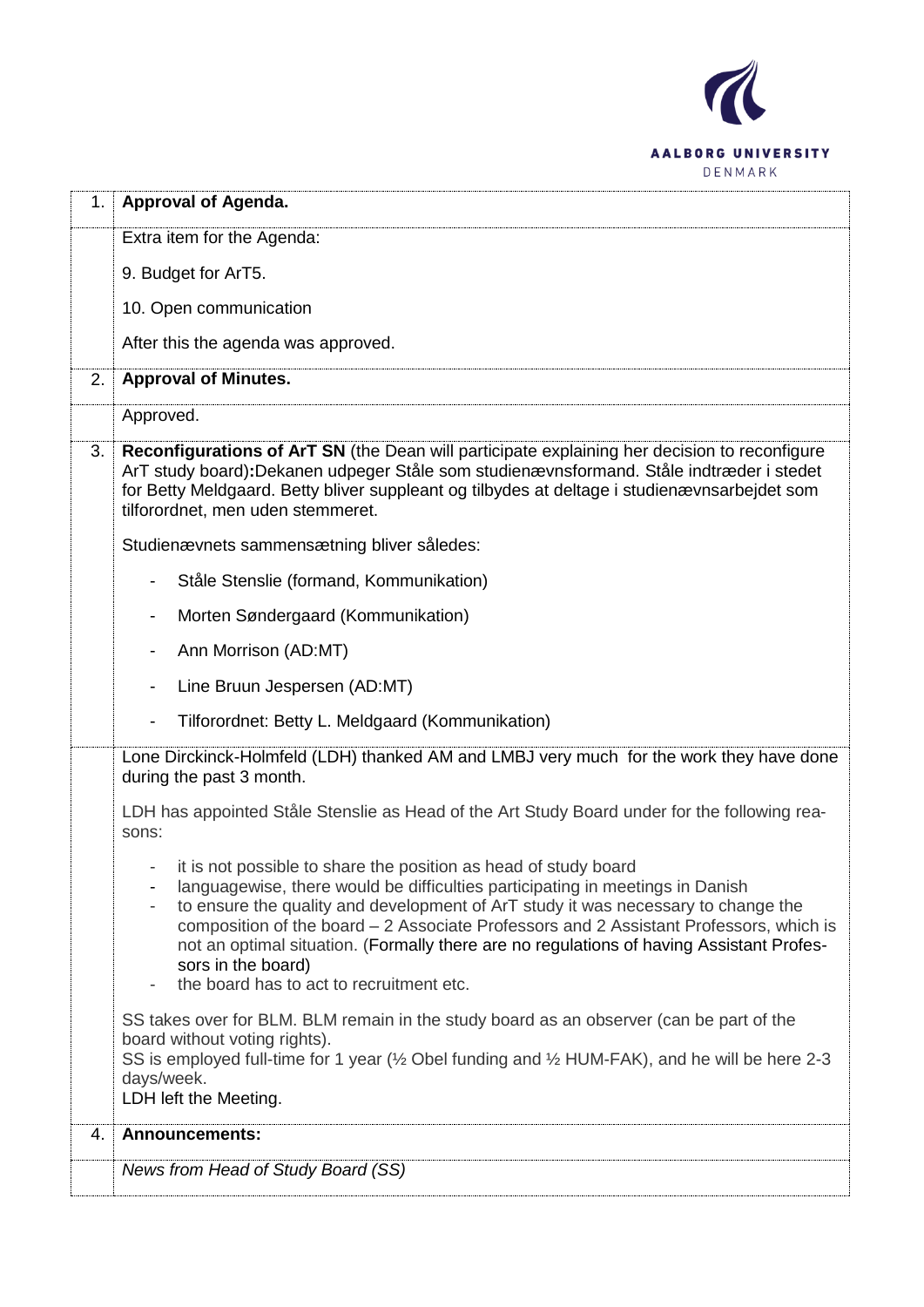| | |
|---|---|
| 1. | **Approval of Agenda.** |
| | Extra item for the Agenda:<br><br>9. Budget for ArT5.<br><br>10. Open communication<br><br>After this the agenda was approved. |
| 2. | **Approval of Minutes.** |
| | Approved. |
| 3. | **Reconfigurations of ArT SN** (the Dean will participate explaining her decision to reconfigure ArT study board)**:**Dekanen udpeger Ståle som studienævnsformand. Ståle indtræder i stedet for Betty Meldgaard. Betty bliver suppleant og tilbydes at deltage i studienævnsarbejdet som tilforordnet, men uden stemmeret.<br><br>Studienævnets sammensætning bliver således:<br><br>- Ståle Stenslie (formand, Kommunikation)<br>- Morten Søndergaard (Kommunikation)<br>- Ann Morrison (AD:MT)<br>- Line Bruun Jespersen (AD:MT)<br>- Tilforordnet: Betty L. Meldgaard (Kommunikation) |
| | Lone Dirckinck-Holmfeld (LDH) thanked AM and LMBJ very much for the work they have done during the past 3 month.<br><br>LDH has appointed Ståle Stenslie as Head of the Art Study Board under for the following reasons:<br><br>- it is not possible to share the position as head of study board<br>- languagewise, there would be difficulties participating in meetings in Danish<br>- to ensure the quality and development of ArT study it was necessary to change the composition of the board – 2 Associate Professors and 2 Assistant Professors, which is not an optimal situation. (Formally there are no regulations of having Assistant Professors in the board)<br>- the board has to act to recruitment etc.<br><br>SS takes over for BLM. BLM remain in the study board as an observer (can be part of the board without voting rights).<br>SS is employed full-time for 1 year (½ Obel funding and ½ HUM-FAK), and he will be here 2-3 days/week.<br>LDH left the Meeting. |
| 4. | **Announcements:** |
| | *News from Head of Study Board (SS)* |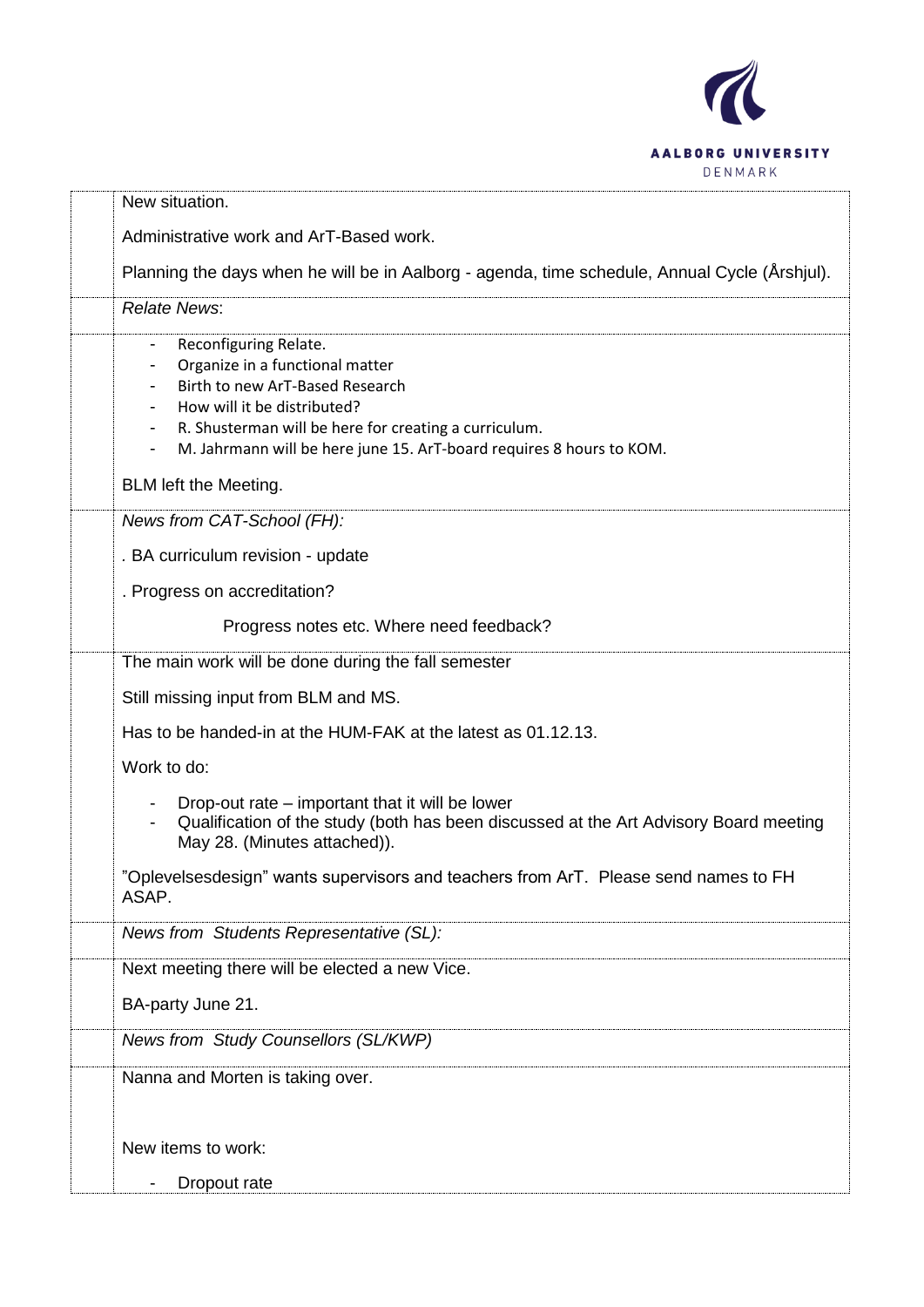New situation.

Administrative work and ArT-Based work.

Planning the days when he will be in Aalborg - agenda, time schedule, Annual Cycle (Årshjul).

*Relate News*:

- Reconfiguring Relate.
- Organize in a functional matter
- Birth to new ArT-Based Research
- How will it be distributed?
- R. Shusterman will be here for creating a curriculum.
- M. Jahrmann will be here june 15. ArT-board requires 8 hours to KOM.

BLM left the Meeting.

*News from CAT-School (FH):*

. BA curriculum revision - update

. Progress on accreditation?

Progress notes etc. Where need feedback?

The main work will be done during the fall semester

Still missing input from BLM and MS.

Has to be handed-in at the HUM-FAK at the latest as 01.12.13.

Work to do:

- Drop-out rate – important that it will be lower
- Qualification of the study (both has been discussed at the Art Advisory Board meeting May 28. (Minutes attached)).

"Oplevelsesdesign" wants supervisors and teachers from ArT. Please send names to FH ASAP.

*News from Students Representative (SL):*

Next meeting there will be elected a new Vice.

BA-party June 21.

*News from Study Counsellors (SL/KWP)*

Nanna and Morten is taking over.

New items to work:

- Dropout rate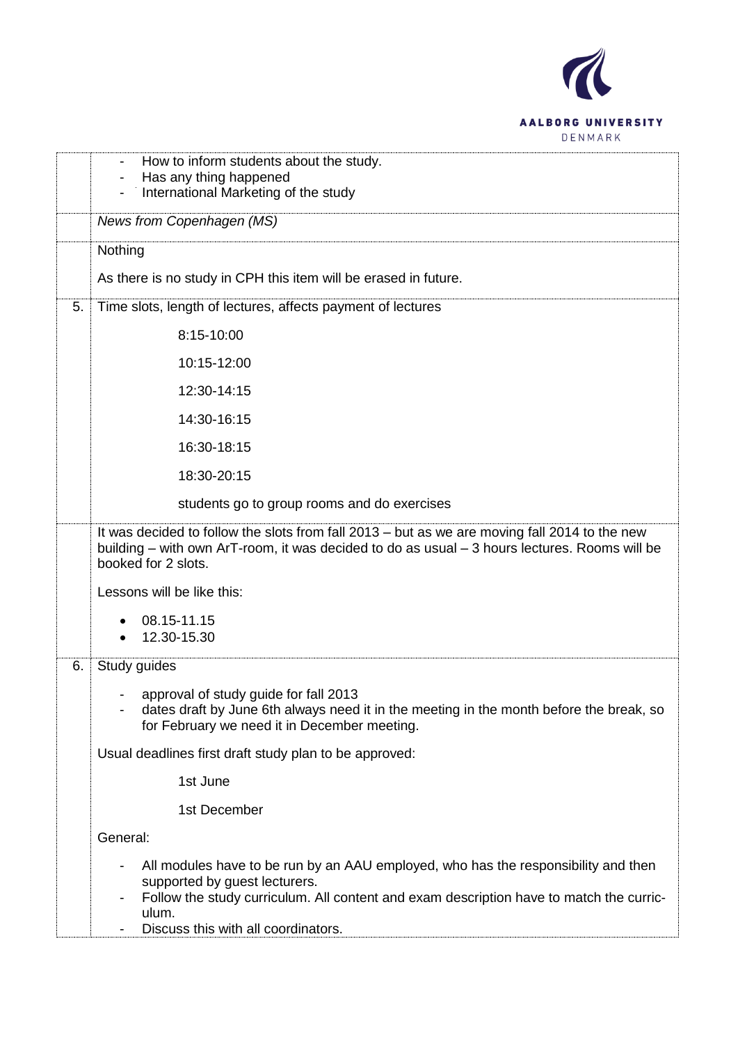|  |  |
|---|---|
|  | - How to inform students about the study.<br>- Has any thing happened<br>- International Marketing of the study |
|  | *News from Copenhagen (MS)* |
|  | Nothing<br><br>As there is no study in CPH this item will be erased in future. |
| 5. | Time slots, length of lectures, affects payment of lectures<br><br>8:15-10:00<br><br>10:15-12:00<br><br>12:30-14:15<br><br>14:30-16:15<br><br>16:30-18:15<br><br>18:30-20:15<br><br>students go to group rooms and do exercises |
|  | It was decided to follow the slots from fall 2013 – but as we are moving fall 2014 to the new building – with own ArT-room, it was decided to do as usual – 3 hours lectures. Rooms will be booked for 2 slots.<br><br>Lessons will be like this:<br><br>• 08.15-11.15<br>• 12.30-15.30 |
| 6. | Study guides<br><br>- approval of study guide for fall 2013<br>- dates draft by June 6th always need it in the meeting in the month before the break, so for February we need it in December meeting.<br><br>Usual deadlines first draft study plan to be approved:<br><br>1st June<br><br>1st December<br><br>General:<br><br>- All modules have to be run by an AAU employed, who has the responsibility and then supported by guest lecturers.<br>- Follow the study curriculum. All content and exam description have to match the curriculum.<br>- Discuss this with all coordinators. |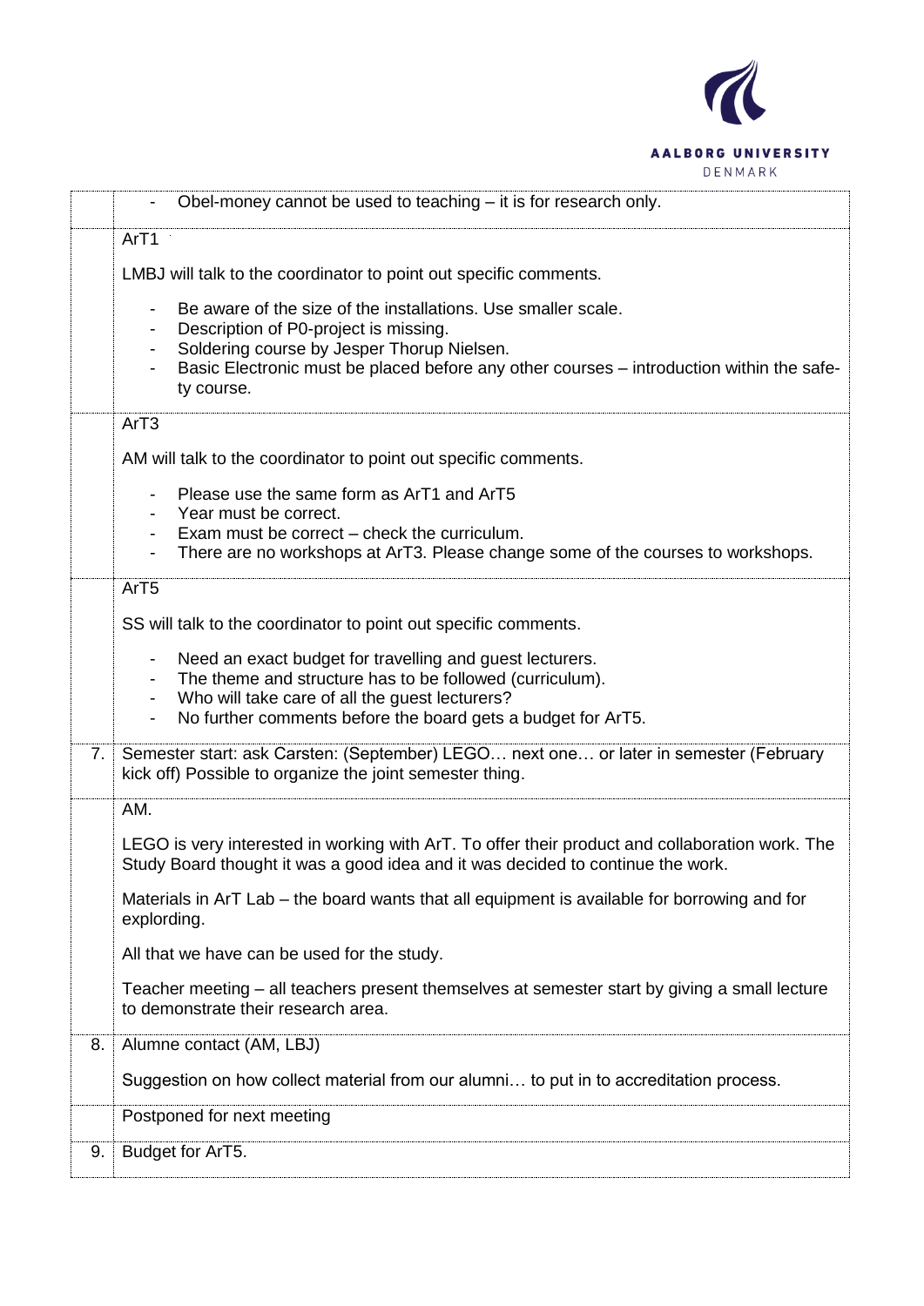| | |
|---|---|
| | - Obel-money cannot be used to teaching – it is for research only. |
| | ArT1<br><br>LMBJ will talk to the coordinator to point out specific comments.<br><br>- Be aware of the size of the installations. Use smaller scale.<br>- Description of P0-project is missing.<br>- Soldering course by Jesper Thorup Nielsen.<br>- Basic Electronic must be placed before any other courses – introduction within the safety course. |
| | ArT3<br><br>AM will talk to the coordinator to point out specific comments.<br><br>- Please use the same form as ArT1 and ArT5<br>- Year must be correct.<br>- Exam must be correct – check the curriculum.<br>- There are no workshops at ArT3. Please change some of the courses to workshops. |
| | ArT5<br><br>SS will talk to the coordinator to point out specific comments.<br><br>- Need an exact budget for travelling and guest lecturers.<br>- The theme and structure has to be followed (curriculum).<br>- Who will take care of all the guest lecturers?<br>- No further comments before the board gets a budget for ArT5. |
| 7. | Semester start: ask Carsten: (September) LEGO… next one… or later in semester (February kick off) Possible to organize the joint semester thing. |
| | AM.<br><br>LEGO is very interested in working with ArT. To offer their product and collaboration work. The Study Board thought it was a good idea and it was decided to continue the work.<br><br>Materials in ArT Lab – the board wants that all equipment is available for borrowing and for explording.<br><br>All that we have can be used for the study.<br><br>Teacher meeting – all teachers present themselves at semester start by giving a small lecture to demonstrate their research area. |
| 8. | Alumne contact (AM, LBJ)<br><br>Suggestion on how collect material from our alumni… to put in to accreditation process. |
| | Postponed for next meeting |
| 9. | Budget for ArT5. |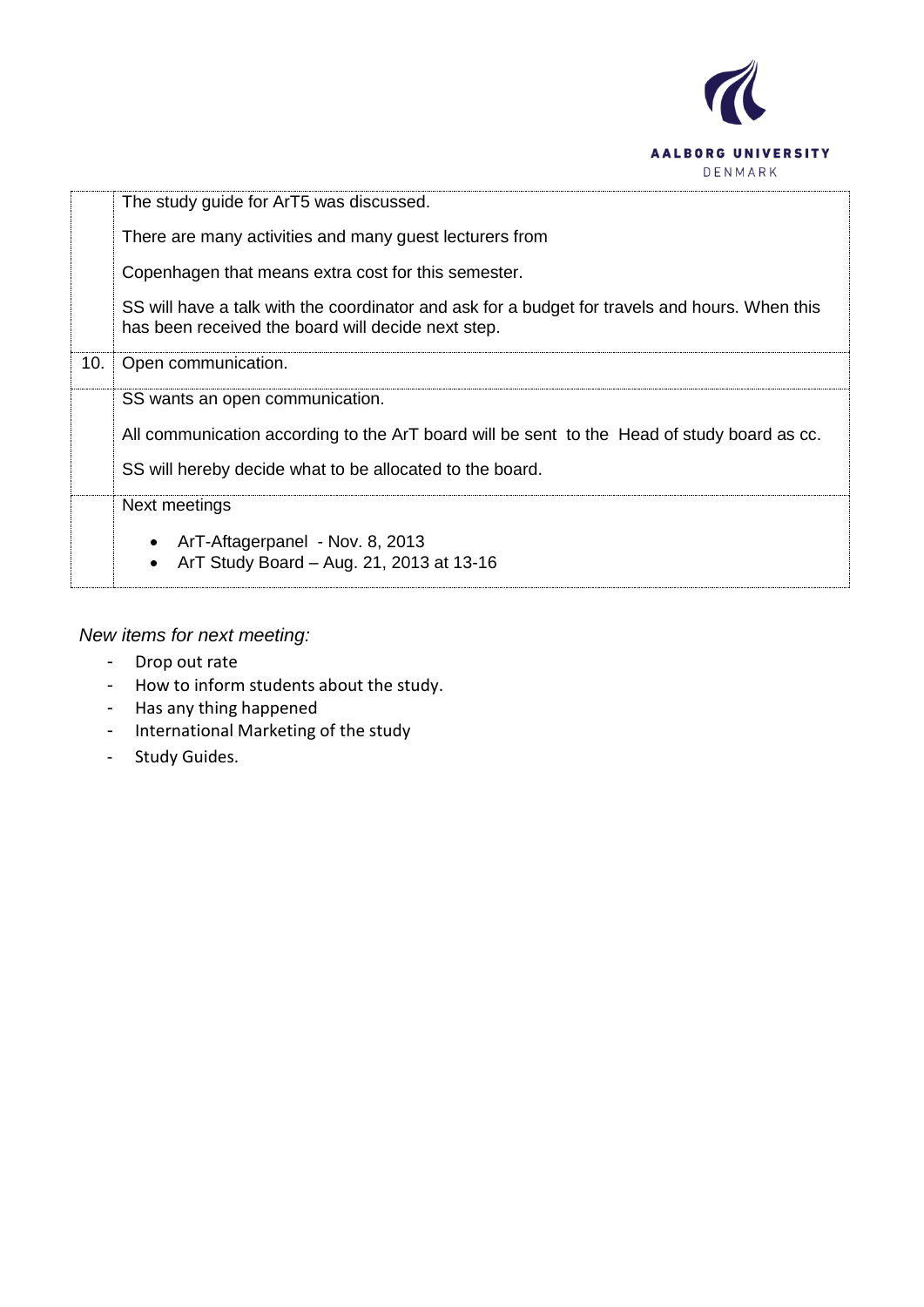| | |
|---|---|
| | The study guide for ArT5 was discussed.<br><br>There are many activities and many guest lecturers from<br><br>Copenhagen that means extra cost for this semester.<br><br>SS will have a talk with the coordinator and ask for a budget for travels and hours. When this has been received the board will decide next step. |
| 10. | Open communication. |
| | SS wants an open communication.<br><br>All communication according to the ArT board will be sent to the Head of study board as cc.<br><br>SS will hereby decide what to be allocated to the board. |
| | Next meetings<br><br>• ArT-Aftagerpanel - Nov. 8, 2013<br>• ArT Study Board – Aug. 21, 2013 at 13-16 |

*New items for next meeting:*

- Drop out rate
- How to inform students about the study.
- Has any thing happened
- International Marketing of the study
- Study Guides.